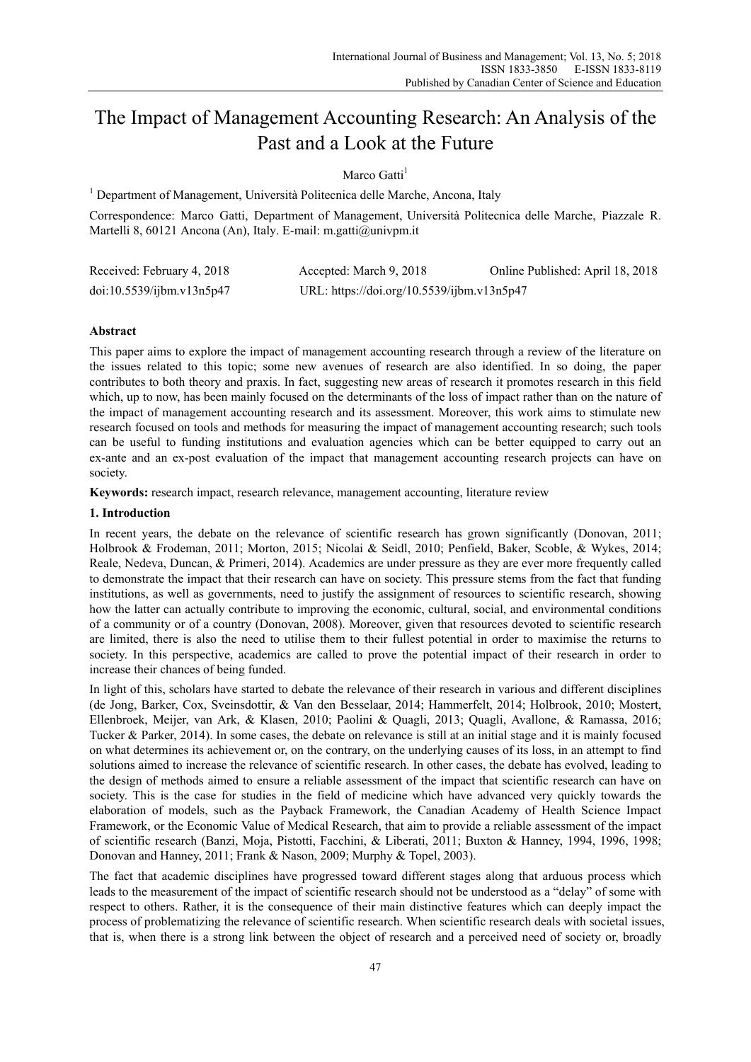# The Impact of Management Accounting Research: An Analysis of the Past and a Look at the Future

Marco Gatti[1]

[1] Department of Management, Università Politecnica delle Marche, Ancona, Italy

Correspondence: Marco Gatti, Department of Management, Università Politecnica delle Marche, Piazzale R. Martelli 8, 60121 Ancona (An), Italy. E-mail: m.gatti@univpm.it

Received: February 4, 2018 Accepted: March 9, 2018 Online Published: April 18, 2018

doi:10.5539/ijbm.v13n5p47 URL: https://doi.org/10.5539/ijbm.v13n5p47

## Abstract

This paper aims to explore the impact of management accounting research through a review of the literature on the issues related to this topic; some new avenues of research are also identified. In so doing, the paper contributes to both theory and praxis. In fact, suggesting new areas of research it promotes research in this field which, up to now, has been mainly focused on the determinants of the loss of impact rather than on the nature of the impact of management accounting research and its assessment. Moreover, this work aims to stimulate new research focused on tools and methods for measuring the impact of management accounting research; such tools can be useful to funding institutions and evaluation agencies which can be better equipped to carry out an ex-ante and an ex-post evaluation of the impact that management accounting research projects can have on society.

**Keywords:** research impact, research relevance, management accounting, literature review

## 1. Introduction

In recent years, the debate on the relevance of scientific research has grown significantly (Donovan, 2011; Holbrook & Frodeman, 2011; Morton, 2015; Nicolai & Seidl, 2010; Penfield, Baker, Scoble, & Wykes, 2014; Reale, Nedeva, Duncan, & Primeri, 2014). Academics are under pressure as they are ever more frequently called to demonstrate the impact that their research can have on society. This pressure stems from the fact that funding institutions, as well as governments, need to justify the assignment of resources to scientific research, showing how the latter can actually contribute to improving the economic, cultural, social, and environmental conditions of a community or of a country (Donovan, 2008). Moreover, given that resources devoted to scientific research are limited, there is also the need to utilise them to their fullest potential in order to maximise the returns to society. In this perspective, academics are called to prove the potential impact of their research in order to increase their chances of being funded.

In light of this, scholars have started to debate the relevance of their research in various and different disciplines (de Jong, Barker, Cox, Sveinsdottir, & Van den Besselaar, 2014; Hammerfelt, 2014; Holbrook, 2010; Mostert, Ellenbroek, Meijer, van Ark, & Klasen, 2010; Paolini & Quagli, 2013; Quagli, Avallone, & Ramassa, 2016; Tucker & Parker, 2014). In some cases, the debate on relevance is still at an initial stage and it is mainly focused on what determines its achievement or, on the contrary, on the underlying causes of its loss, in an attempt to find solutions aimed to increase the relevance of scientific research. In other cases, the debate has evolved, leading to the design of methods aimed to ensure a reliable assessment of the impact that scientific research can have on society. This is the case for studies in the field of medicine which have advanced very quickly towards the elaboration of models, such as the Payback Framework, the Canadian Academy of Health Science Impact Framework, or the Economic Value of Medical Research, that aim to provide a reliable assessment of the impact of scientific research (Banzi, Moja, Pistotti, Facchini, & Liberati, 2011; Buxton & Hanney, 1994, 1996, 1998; Donovan and Hanney, 2011; Frank & Nason, 2009; Murphy & Topel, 2003).

The fact that academic disciplines have progressed toward different stages along that arduous process which leads to the measurement of the impact of scientific research should not be understood as a "delay" of some with respect to others. Rather, it is the consequence of their main distinctive features which can deeply impact the process of problematizing the relevance of scientific research. When scientific research deals with societal issues, that is, when there is a strong link between the object of research and a perceived need of society or, broadly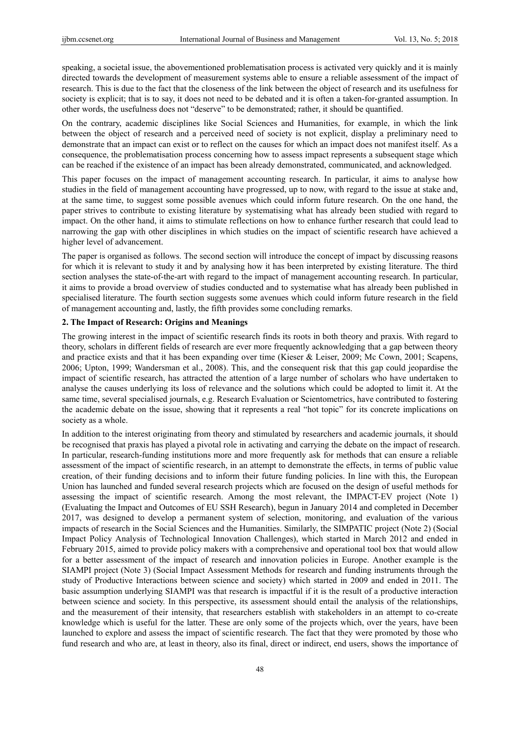speaking, a societal issue, the abovementioned problematisation process is activated very quickly and it is mainly directed towards the development of measurement systems able to ensure a reliable assessment of the impact of research. This is due to the fact that the closeness of the link between the object of research and its usefulness for society is explicit; that is to say, it does not need to be debated and it is often a taken-for-granted assumption. In other words, the usefulness does not "deserve" to be demonstrated; rather, it should be quantified.

On the contrary, academic disciplines like Social Sciences and Humanities, for example, in which the link between the object of research and a perceived need of society is not explicit, display a preliminary need to demonstrate that an impact can exist or to reflect on the causes for which an impact does not manifest itself. As a consequence, the problematisation process concerning how to assess impact represents a subsequent stage which can be reached if the existence of an impact has been already demonstrated, communicated, and acknowledged.

This paper focuses on the impact of management accounting research. In particular, it aims to analyse how studies in the field of management accounting have progressed, up to now, with regard to the issue at stake and, at the same time, to suggest some possible avenues which could inform future research. On the one hand, the paper strives to contribute to existing literature by systematising what has already been studied with regard to impact. On the other hand, it aims to stimulate reflections on how to enhance further research that could lead to narrowing the gap with other disciplines in which studies on the impact of scientific research have achieved a higher level of advancement.

The paper is organised as follows. The second section will introduce the concept of impact by discussing reasons for which it is relevant to study it and by analysing how it has been interpreted by existing literature. The third section analyses the state-of-the-art with regard to the impact of management accounting research. In particular, it aims to provide a broad overview of studies conducted and to systematise what has already been published in specialised literature. The fourth section suggests some avenues which could inform future research in the field of management accounting and, lastly, the fifth provides some concluding remarks.

## 2. The Impact of Research: Origins and Meanings

The growing interest in the impact of scientific research finds its roots in both theory and praxis. With regard to theory, scholars in different fields of research are ever more frequently acknowledging that a gap between theory and practice exists and that it has been expanding over time (Kieser & Leiser, 2009; Mc Cown, 2001; Scapens, 2006; Upton, 1999; Wandersman et al., 2008). This, and the consequent risk that this gap could jeopardise the impact of scientific research, has attracted the attention of a large number of scholars who have undertaken to analyse the causes underlying its loss of relevance and the solutions which could be adopted to limit it. At the same time, several specialised journals, e.g. Research Evaluation or Scientometrics, have contributed to fostering the academic debate on the issue, showing that it represents a real "hot topic" for its concrete implications on society as a whole.

In addition to the interest originating from theory and stimulated by researchers and academic journals, it should be recognised that praxis has played a pivotal role in activating and carrying the debate on the impact of research. In particular, research-funding institutions more and more frequently ask for methods that can ensure a reliable assessment of the impact of scientific research, in an attempt to demonstrate the effects, in terms of public value creation, of their funding decisions and to inform their future funding policies. In line with this, the European Union has launched and funded several research projects which are focused on the design of useful methods for assessing the impact of scientific research. Among the most relevant, the IMPACT-EV project (Note 1) (Evaluating the Impact and Outcomes of EU SSH Research), begun in January 2014 and completed in December 2017, was designed to develop a permanent system of selection, monitoring, and evaluation of the various impacts of research in the Social Sciences and the Humanities. Similarly, the SIMPATIC project (Note 2) (Social Impact Policy Analysis of Technological Innovation Challenges), which started in March 2012 and ended in February 2015, aimed to provide policy makers with a comprehensive and operational tool box that would allow for a better assessment of the impact of research and innovation policies in Europe. Another example is the SIAMPI project (Note 3) (Social Impact Assessment Methods for research and funding instruments through the study of Productive Interactions between science and society) which started in 2009 and ended in 2011. The basic assumption underlying SIAMPI was that research is impactful if it is the result of a productive interaction between science and society. In this perspective, its assessment should entail the analysis of the relationships, and the measurement of their intensity, that researchers establish with stakeholders in an attempt to co-create knowledge which is useful for the latter. These are only some of the projects which, over the years, have been launched to explore and assess the impact of scientific research. The fact that they were promoted by those who fund research and who are, at least in theory, also its final, direct or indirect, end users, shows the importance of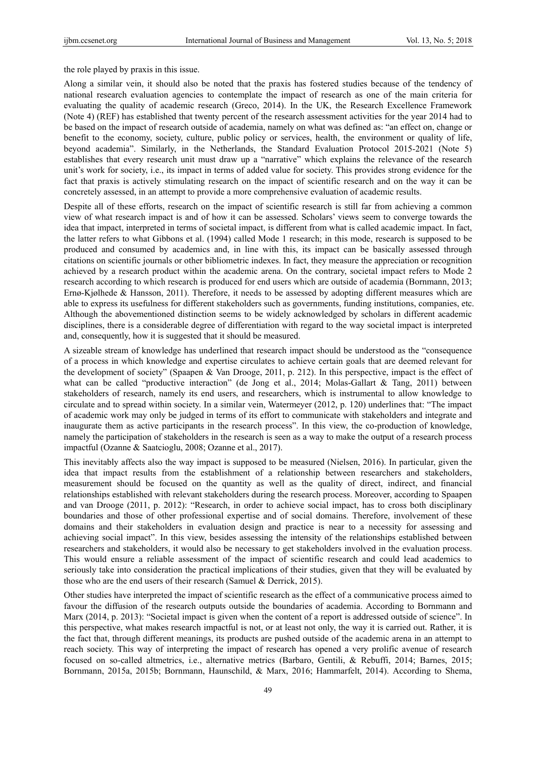the role played by praxis in this issue.

Along a similar vein, it should also be noted that the praxis has fostered studies because of the tendency of national research evaluation agencies to contemplate the impact of research as one of the main criteria for evaluating the quality of academic research (Greco, 2014). In the UK, the Research Excellence Framework (Note 4) (REF) has established that twenty percent of the research assessment activities for the year 2014 had to be based on the impact of research outside of academia, namely on what was defined as: "an effect on, change or benefit to the economy, society, culture, public policy or services, health, the environment or quality of life, beyond academia". Similarly, in the Netherlands, the Standard Evaluation Protocol 2015-2021 (Note 5) establishes that every research unit must draw up a "narrative" which explains the relevance of the research unit's work for society, i.e., its impact in terms of added value for society. This provides strong evidence for the fact that praxis is actively stimulating research on the impact of scientific research and on the way it can be concretely assessed, in an attempt to provide a more comprehensive evaluation of academic results.

Despite all of these efforts, research on the impact of scientific research is still far from achieving a common view of what research impact is and of how it can be assessed. Scholars' views seem to converge towards the idea that impact, interpreted in terms of societal impact, is different from what is called academic impact. In fact, the latter refers to what Gibbons et al. (1994) called Mode 1 research; in this mode, research is supposed to be produced and consumed by academics and, in line with this, its impact can be basically assessed through citations on scientific journals or other bibliometric indexes. In fact, they measure the appreciation or recognition achieved by a research product within the academic arena. On the contrary, societal impact refers to Mode 2 research according to which research is produced for end users which are outside of academia (Bornmann, 2013; Ernø-Kjølhede & Hansson, 2011). Therefore, it needs to be assessed by adopting different measures which are able to express its usefulness for different stakeholders such as governments, funding institutions, companies, etc. Although the abovementioned distinction seems to be widely acknowledged by scholars in different academic disciplines, there is a considerable degree of differentiation with regard to the way societal impact is interpreted and, consequently, how it is suggested that it should be measured.

A sizeable stream of knowledge has underlined that research impact should be understood as the "consequence of a process in which knowledge and expertise circulates to achieve certain goals that are deemed relevant for the development of society" (Spaapen & Van Drooge, 2011, p. 212). In this perspective, impact is the effect of what can be called "productive interaction" (de Jong et al., 2014; Molas-Gallart & Tang, 2011) between stakeholders of research, namely its end users, and researchers, which is instrumental to allow knowledge to circulate and to spread within society. In a similar vein, Watermeyer (2012, p. 120) underlines that: "The impact of academic work may only be judged in terms of its effort to communicate with stakeholders and integrate and inaugurate them as active participants in the research process". In this view, the co-production of knowledge, namely the participation of stakeholders in the research is seen as a way to make the output of a research process impactful (Ozanne & Saatcioglu, 2008; Ozanne et al., 2017).

This inevitably affects also the way impact is supposed to be measured (Nielsen, 2016). In particular, given the idea that impact results from the establishment of a relationship between researchers and stakeholders, measurement should be focused on the quantity as well as the quality of direct, indirect, and financial relationships established with relevant stakeholders during the research process. Moreover, according to Spaapen and van Drooge (2011, p. 2012): "Research, in order to achieve social impact, has to cross both disciplinary boundaries and those of other professional expertise and of social domains. Therefore, involvement of these domains and their stakeholders in evaluation design and practice is near to a necessity for assessing and achieving social impact". In this view, besides assessing the intensity of the relationships established between researchers and stakeholders, it would also be necessary to get stakeholders involved in the evaluation process. This would ensure a reliable assessment of the impact of scientific research and could lead academics to seriously take into consideration the practical implications of their studies, given that they will be evaluated by those who are the end users of their research (Samuel & Derrick, 2015).

Other studies have interpreted the impact of scientific research as the effect of a communicative process aimed to favour the diffusion of the research outputs outside the boundaries of academia. According to Bornmann and Marx (2014, p. 2013): "Societal impact is given when the content of a report is addressed outside of science". In this perspective, what makes research impactful is not, or at least not only, the way it is carried out. Rather, it is the fact that, through different meanings, its products are pushed outside of the academic arena in an attempt to reach society. This way of interpreting the impact of research has opened a very prolific avenue of research focused on so-called altmetrics, i.e., alternative metrics (Barbaro, Gentili, & Rebuffi, 2014; Barnes, 2015; Bornmann, 2015a, 2015b; Bornmann, Haunschild, & Marx, 2016; Hammarfelt, 2014). According to Shema,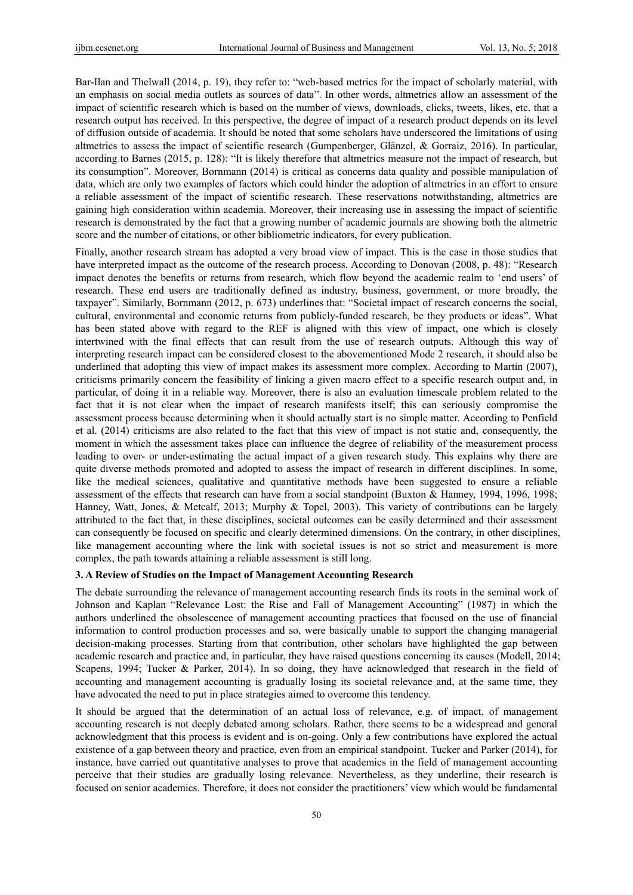Bar-Ilan and Thelwall (2014, p. 19), they refer to: "web-based metrics for the impact of scholarly material, with an emphasis on social media outlets as sources of data". In other words, altmetrics allow an assessment of the impact of scientific research which is based on the number of views, downloads, clicks, tweets, likes, etc. that a research output has received. In this perspective, the degree of impact of a research product depends on its level of diffusion outside of academia. It should be noted that some scholars have underscored the limitations of using altmetrics to assess the impact of scientific research (Gumpenberger, Glänzel, & Gorraiz, 2016). In particular, according to Barnes (2015, p. 128): "It is likely therefore that altmetrics measure not the impact of research, but its consumption". Moreover, Bornmann (2014) is critical as concerns data quality and possible manipulation of data, which are only two examples of factors which could hinder the adoption of altmetrics in an effort to ensure a reliable assessment of the impact of scientific research. These reservations notwithstanding, altmetrics are gaining high consideration within academia. Moreover, their increasing use in assessing the impact of scientific research is demonstrated by the fact that a growing number of academic journals are showing both the altmetric score and the number of citations, or other bibliometric indicators, for every publication.

Finally, another research stream has adopted a very broad view of impact. This is the case in those studies that have interpreted impact as the outcome of the research process. According to Donovan (2008, p. 48): "Research impact denotes the benefits or returns from research, which flow beyond the academic realm to 'end users' of research. These end users are traditionally defined as industry, business, government, or more broadly, the taxpayer". Similarly, Bornmann (2012, p. 673) underlines that: "Societal impact of research concerns the social, cultural, environmental and economic returns from publicly-funded research, be they products or ideas". What has been stated above with regard to the REF is aligned with this view of impact, one which is closely intertwined with the final effects that can result from the use of research outputs. Although this way of interpreting research impact can be considered closest to the abovementioned Mode 2 research, it should also be underlined that adopting this view of impact makes its assessment more complex. According to Martin (2007), criticisms primarily concern the feasibility of linking a given macro effect to a specific research output and, in particular, of doing it in a reliable way. Moreover, there is also an evaluation timescale problem related to the fact that it is not clear when the impact of research manifests itself; this can seriously compromise the assessment process because determining when it should actually start is no simple matter. According to Penfield et al. (2014) criticisms are also related to the fact that this view of impact is not static and, consequently, the moment in which the assessment takes place can influence the degree of reliability of the measurement process leading to over- or under-estimating the actual impact of a given research study. This explains why there are quite diverse methods promoted and adopted to assess the impact of research in different disciplines. In some, like the medical sciences, qualitative and quantitative methods have been suggested to ensure a reliable assessment of the effects that research can have from a social standpoint (Buxton & Hanney, 1994, 1996, 1998; Hanney, Watt, Jones, & Metcalf, 2013; Murphy & Topel, 2003). This variety of contributions can be largely attributed to the fact that, in these disciplines, societal outcomes can be easily determined and their assessment can consequently be focused on specific and clearly determined dimensions. On the contrary, in other disciplines, like management accounting where the link with societal issues is not so strict and measurement is more complex, the path towards attaining a reliable assessment is still long.

## 3. A Review of Studies on the Impact of Management Accounting Research

The debate surrounding the relevance of management accounting research finds its roots in the seminal work of Johnson and Kaplan "Relevance Lost: the Rise and Fall of Management Accounting" (1987) in which the authors underlined the obsolescence of management accounting practices that focused on the use of financial information to control production processes and so, were basically unable to support the changing managerial decision-making processes. Starting from that contribution, other scholars have highlighted the gap between academic research and practice and, in particular, they have raised questions concerning its causes (Modell, 2014; Scapens, 1994; Tucker & Parker, 2014). In so doing, they have acknowledged that research in the field of accounting and management accounting is gradually losing its societal relevance and, at the same time, they have advocated the need to put in place strategies aimed to overcome this tendency.

It should be argued that the determination of an actual loss of relevance, e.g. of impact, of management accounting research is not deeply debated among scholars. Rather, there seems to be a widespread and general acknowledgment that this process is evident and is on-going. Only a few contributions have explored the actual existence of a gap between theory and practice, even from an empirical standpoint. Tucker and Parker (2014), for instance, have carried out quantitative analyses to prove that academics in the field of management accounting perceive that their studies are gradually losing relevance. Nevertheless, as they underline, their research is focused on senior academics. Therefore, it does not consider the practitioners' view which would be fundamental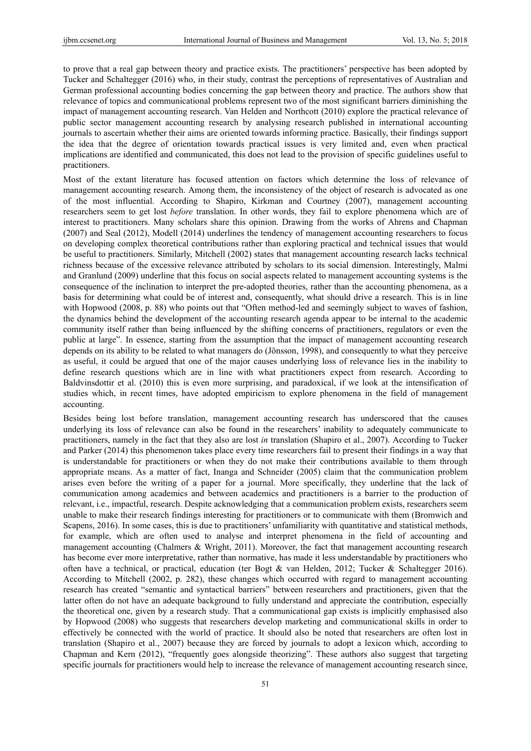to prove that a real gap between theory and practice exists. The practitioners' perspective has been adopted by Tucker and Schaltegger (2016) who, in their study, contrast the perceptions of representatives of Australian and German professional accounting bodies concerning the gap between theory and practice. The authors show that relevance of topics and communicational problems represent two of the most significant barriers diminishing the impact of management accounting research. Van Helden and Northcott (2010) explore the practical relevance of public sector management accounting research by analysing research published in international accounting journals to ascertain whether their aims are oriented towards informing practice. Basically, their findings support the idea that the degree of orientation towards practical issues is very limited and, even when practical implications are identified and communicated, this does not lead to the provision of specific guidelines useful to practitioners.

Most of the extant literature has focused attention on factors which determine the loss of relevance of management accounting research. Among them, the inconsistency of the object of research is advocated as one of the most influential. According to Shapiro, Kirkman and Courtney (2007), management accounting researchers seem to get lost *before* translation. In other words, they fail to explore phenomena which are of interest to practitioners. Many scholars share this opinion. Drawing from the works of Ahrens and Chapman (2007) and Seal (2012), Modell (2014) underlines the tendency of management accounting researchers to focus on developing complex theoretical contributions rather than exploring practical and technical issues that would be useful to practitioners. Similarly, Mitchell (2002) states that management accounting research lacks technical richness because of the excessive relevance attributed by scholars to its social dimension. Interestingly, Malmi and Granlund (2009) underline that this focus on social aspects related to management accounting systems is the consequence of the inclination to interpret the pre-adopted theories, rather than the accounting phenomena, as a basis for determining what could be of interest and, consequently, what should drive a research. This is in line with Hopwood (2008, p. 88) who points out that "Often method-led and seemingly subject to waves of fashion, the dynamics behind the development of the accounting research agenda appear to be internal to the academic community itself rather than being influenced by the shifting concerns of practitioners, regulators or even the public at large". In essence, starting from the assumption that the impact of management accounting research depends on its ability to be related to what managers do (Jönsson, 1998), and consequently to what they perceive as useful, it could be argued that one of the major causes underlying loss of relevance lies in the inability to define research questions which are in line with what practitioners expect from research. According to Baldvinsdottir et al. (2010) this is even more surprising, and paradoxical, if we look at the intensification of studies which, in recent times, have adopted empiricism to explore phenomena in the field of management accounting.

Besides being lost before translation, management accounting research has underscored that the causes underlying its loss of relevance can also be found in the researchers' inability to adequately communicate to practitioners, namely in the fact that they also are lost *in* translation (Shapiro et al., 2007). According to Tucker and Parker (2014) this phenomenon takes place every time researchers fail to present their findings in a way that is understandable for practitioners or when they do not make their contributions available to them through appropriate means. As a matter of fact, Inanga and Schneider (2005) claim that the communication problem arises even before the writing of a paper for a journal. More specifically, they underline that the lack of communication among academics and between academics and practitioners is a barrier to the production of relevant, i.e., impactful, research. Despite acknowledging that a communication problem exists, researchers seem unable to make their research findings interesting for practitioners or to communicate with them (Bromwich and Scapens, 2016). In some cases, this is due to practitioners' unfamiliarity with quantitative and statistical methods, for example, which are often used to analyse and interpret phenomena in the field of accounting and management accounting (Chalmers & Wright, 2011). Moreover, the fact that management accounting research has become ever more interpretative, rather than normative, has made it less understandable by practitioners who often have a technical, or practical, education (ter Bogt & van Helden, 2012; Tucker & Schaltegger 2016). According to Mitchell (2002, p. 282), these changes which occurred with regard to management accounting research has created "semantic and syntactical barriers" between researchers and practitioners, given that the latter often do not have an adequate background to fully understand and appreciate the contribution, especially the theoretical one, given by a research study. That a communicational gap exists is implicitly emphasised also by Hopwood (2008) who suggests that researchers develop marketing and communicational skills in order to effectively be connected with the world of practice. It should also be noted that researchers are often lost in translation (Shapiro et al., 2007) because they are forced by journals to adopt a lexicon which, according to Chapman and Kern (2012), "frequently goes alongside theorizing". These authors also suggest that targeting specific journals for practitioners would help to increase the relevance of management accounting research since,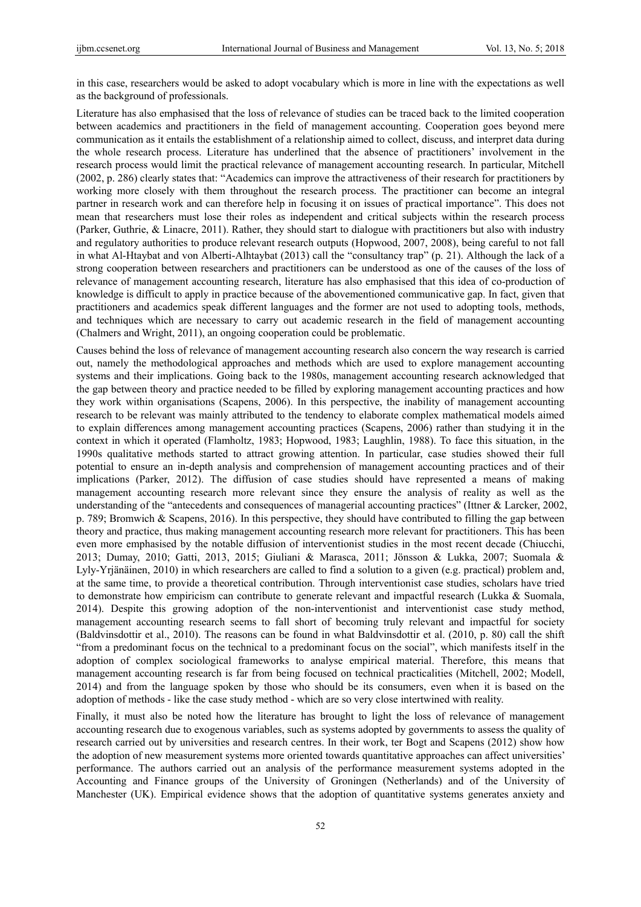in this case, researchers would be asked to adopt vocabulary which is more in line with the expectations as well as the background of professionals.

Literature has also emphasised that the loss of relevance of studies can be traced back to the limited cooperation between academics and practitioners in the field of management accounting. Cooperation goes beyond mere communication as it entails the establishment of a relationship aimed to collect, discuss, and interpret data during the whole research process. Literature has underlined that the absence of practitioners' involvement in the research process would limit the practical relevance of management accounting research. In particular, Mitchell (2002, p. 286) clearly states that: "Academics can improve the attractiveness of their research for practitioners by working more closely with them throughout the research process. The practitioner can become an integral partner in research work and can therefore help in focusing it on issues of practical importance". This does not mean that researchers must lose their roles as independent and critical subjects within the research process (Parker, Guthrie, & Linacre, 2011). Rather, they should start to dialogue with practitioners but also with industry and regulatory authorities to produce relevant research outputs (Hopwood, 2007, 2008), being careful to not fall in what Al-Htaybat and von Alberti-Alhtaybat (2013) call the "consultancy trap" (p. 21). Although the lack of a strong cooperation between researchers and practitioners can be understood as one of the causes of the loss of relevance of management accounting research, literature has also emphasised that this idea of co-production of knowledge is difficult to apply in practice because of the abovementioned communicative gap. In fact, given that practitioners and academics speak different languages and the former are not used to adopting tools, methods, and techniques which are necessary to carry out academic research in the field of management accounting (Chalmers and Wright, 2011), an ongoing cooperation could be problematic.

Causes behind the loss of relevance of management accounting research also concern the way research is carried out, namely the methodological approaches and methods which are used to explore management accounting systems and their implications. Going back to the 1980s, management accounting research acknowledged that the gap between theory and practice needed to be filled by exploring management accounting practices and how they work within organisations (Scapens, 2006). In this perspective, the inability of management accounting research to be relevant was mainly attributed to the tendency to elaborate complex mathematical models aimed to explain differences among management accounting practices (Scapens, 2006) rather than studying it in the context in which it operated (Flamholtz, 1983; Hopwood, 1983; Laughlin, 1988). To face this situation, in the 1990s qualitative methods started to attract growing attention. In particular, case studies showed their full potential to ensure an in-depth analysis and comprehension of management accounting practices and of their implications (Parker, 2012). The diffusion of case studies should have represented a means of making management accounting research more relevant since they ensure the analysis of reality as well as the understanding of the "antecedents and consequences of managerial accounting practices" (Ittner & Larcker, 2002, p. 789; Bromwich & Scapens, 2016). In this perspective, they should have contributed to filling the gap between theory and practice, thus making management accounting research more relevant for practitioners. This has been even more emphasised by the notable diffusion of interventionist studies in the most recent decade (Chiucchi, 2013; Dumay, 2010; Gatti, 2013, 2015; Giuliani & Marasca, 2011; Jönsson & Lukka, 2007; Suomala & Lyly-Yrjänäinen, 2010) in which researchers are called to find a solution to a given (e.g. practical) problem and, at the same time, to provide a theoretical contribution. Through interventionist case studies, scholars have tried to demonstrate how empiricism can contribute to generate relevant and impactful research (Lukka & Suomala, 2014). Despite this growing adoption of the non-interventionist and interventionist case study method, management accounting research seems to fall short of becoming truly relevant and impactful for society (Baldvinsdottir et al., 2010). The reasons can be found in what Baldvinsdottir et al. (2010, p. 80) call the shift "from a predominant focus on the technical to a predominant focus on the social", which manifests itself in the adoption of complex sociological frameworks to analyse empirical material. Therefore, this means that management accounting research is far from being focused on technical practicalities (Mitchell, 2002; Modell, 2014) and from the language spoken by those who should be its consumers, even when it is based on the adoption of methods - like the case study method - which are so very close intertwined with reality.

Finally, it must also be noted how the literature has brought to light the loss of relevance of management accounting research due to exogenous variables, such as systems adopted by governments to assess the quality of research carried out by universities and research centres. In their work, ter Bogt and Scapens (2012) show how the adoption of new measurement systems more oriented towards quantitative approaches can affect universities' performance. The authors carried out an analysis of the performance measurement systems adopted in the Accounting and Finance groups of the University of Groningen (Netherlands) and of the University of Manchester (UK). Empirical evidence shows that the adoption of quantitative systems generates anxiety and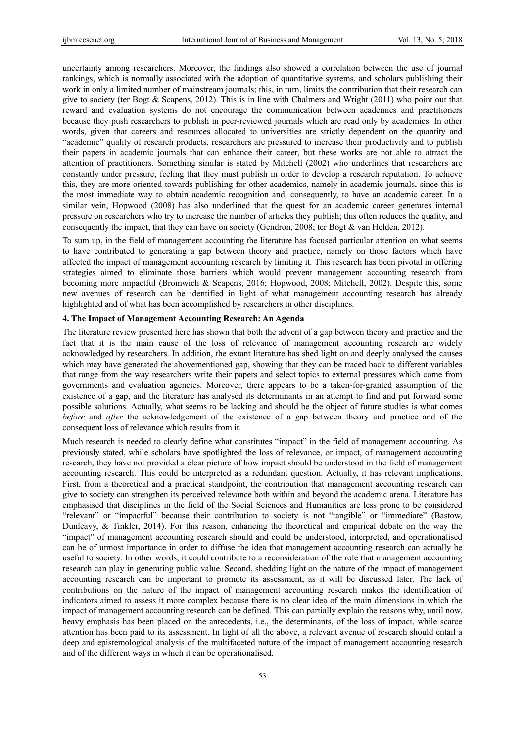uncertainty among researchers. Moreover, the findings also showed a correlation between the use of journal rankings, which is normally associated with the adoption of quantitative systems, and scholars publishing their work in only a limited number of mainstream journals; this, in turn, limits the contribution that their research can give to society (ter Bogt & Scapens, 2012). This is in line with Chalmers and Wright (2011) who point out that reward and evaluation systems do not encourage the communication between academics and practitioners because they push researchers to publish in peer-reviewed journals which are read only by academics. In other words, given that careers and resources allocated to universities are strictly dependent on the quantity and "academic" quality of research products, researchers are pressured to increase their productivity and to publish their papers in academic journals that can enhance their career, but these works are not able to attract the attention of practitioners. Something similar is stated by Mitchell (2002) who underlines that researchers are constantly under pressure, feeling that they must publish in order to develop a research reputation. To achieve this, they are more oriented towards publishing for other academics, namely in academic journals, since this is the most immediate way to obtain academic recognition and, consequently, to have an academic career. In a similar vein, Hopwood (2008) has also underlined that the quest for an academic career generates internal pressure on researchers who try to increase the number of articles they publish; this often reduces the quality, and consequently the impact, that they can have on society (Gendron, 2008; ter Bogt & van Helden, 2012).

To sum up, in the field of management accounting the literature has focused particular attention on what seems to have contributed to generating a gap between theory and practice, namely on those factors which have affected the impact of management accounting research by limiting it. This research has been pivotal in offering strategies aimed to eliminate those barriers which would prevent management accounting research from becoming more impactful (Bromwich & Scapens, 2016; Hopwood, 2008; Mitchell, 2002). Despite this, some new avenues of research can be identified in light of what management accounting research has already highlighted and of what has been accomplished by researchers in other disciplines.

## 4. The Impact of Management Accounting Research: An Agenda

The literature review presented here has shown that both the advent of a gap between theory and practice and the fact that it is the main cause of the loss of relevance of management accounting research are widely acknowledged by researchers. In addition, the extant literature has shed light on and deeply analysed the causes which may have generated the abovementioned gap, showing that they can be traced back to different variables that range from the way researchers write their papers and select topics to external pressures which come from governments and evaluation agencies. Moreover, there appears to be a taken-for-granted assumption of the existence of a gap, and the literature has analysed its determinants in an attempt to find and put forward some possible solutions. Actually, what seems to be lacking and should be the object of future studies is what comes *before* and *after* the acknowledgement of the existence of a gap between theory and practice and of the consequent loss of relevance which results from it.

Much research is needed to clearly define what constitutes "impact" in the field of management accounting. As previously stated, while scholars have spotlighted the loss of relevance, or impact, of management accounting research, they have not provided a clear picture of how impact should be understood in the field of management accounting research. This could be interpreted as a redundant question. Actually, it has relevant implications. First, from a theoretical and a practical standpoint, the contribution that management accounting research can give to society can strengthen its perceived relevance both within and beyond the academic arena. Literature has emphasised that disciplines in the field of the Social Sciences and Humanities are less prone to be considered "relevant" or "impactful" because their contribution to society is not "tangible" or "immediate" (Bastow, Dunleavy, & Tinkler, 2014). For this reason, enhancing the theoretical and empirical debate on the way the "impact" of management accounting research should and could be understood, interpreted, and operationalised can be of utmost importance in order to diffuse the idea that management accounting research can actually be useful to society. In other words, it could contribute to a reconsideration of the role that management accounting research can play in generating public value. Second, shedding light on the nature of the impact of management accounting research can be important to promote its assessment, as it will be discussed later. The lack of contributions on the nature of the impact of management accounting research makes the identification of indicators aimed to assess it more complex because there is no clear idea of the main dimensions in which the impact of management accounting research can be defined. This can partially explain the reasons why, until now, heavy emphasis has been placed on the antecedents, i.e., the determinants, of the loss of impact, while scarce attention has been paid to its assessment. In light of all the above, a relevant avenue of research should entail a deep and epistemological analysis of the multifaceted nature of the impact of management accounting research and of the different ways in which it can be operationalised.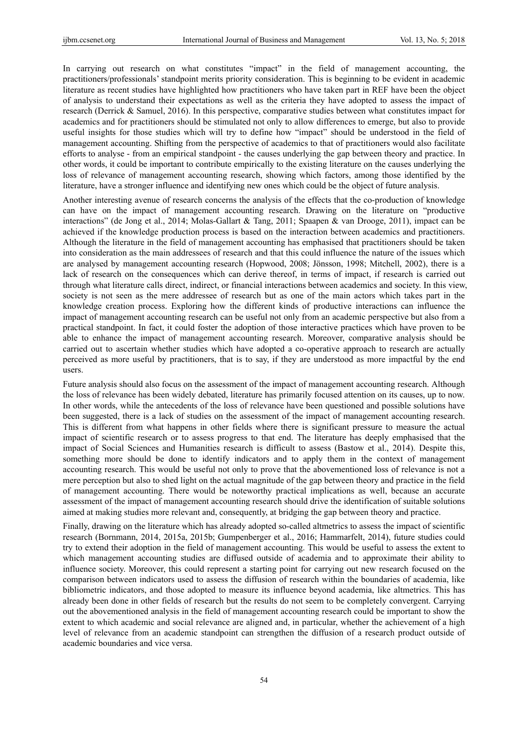In carrying out research on what constitutes "impact" in the field of management accounting, the practitioners/professionals' standpoint merits priority consideration. This is beginning to be evident in academic literature as recent studies have highlighted how practitioners who have taken part in REF have been the object of analysis to understand their expectations as well as the criteria they have adopted to assess the impact of research (Derrick & Samuel, 2016). In this perspective, comparative studies between what constitutes impact for academics and for practitioners should be stimulated not only to allow differences to emerge, but also to provide useful insights for those studies which will try to define how "impact" should be understood in the field of management accounting. Shifting from the perspective of academics to that of practitioners would also facilitate efforts to analyse - from an empirical standpoint - the causes underlying the gap between theory and practice. In other words, it could be important to contribute empirically to the existing literature on the causes underlying the loss of relevance of management accounting research, showing which factors, among those identified by the literature, have a stronger influence and identifying new ones which could be the object of future analysis.

Another interesting avenue of research concerns the analysis of the effects that the co-production of knowledge can have on the impact of management accounting research. Drawing on the literature on "productive interactions" (de Jong et al., 2014; Molas-Gallart & Tang, 2011; Spaapen & van Drooge, 2011), impact can be achieved if the knowledge production process is based on the interaction between academics and practitioners. Although the literature in the field of management accounting has emphasised that practitioners should be taken into consideration as the main addressees of research and that this could influence the nature of the issues which are analysed by management accounting research (Hopwood, 2008; Jönsson, 1998; Mitchell, 2002), there is a lack of research on the consequences which can derive thereof, in terms of impact, if research is carried out through what literature calls direct, indirect, or financial interactions between academics and society. In this view, society is not seen as the mere addressee of research but as one of the main actors which takes part in the knowledge creation process. Exploring how the different kinds of productive interactions can influence the impact of management accounting research can be useful not only from an academic perspective but also from a practical standpoint. In fact, it could foster the adoption of those interactive practices which have proven to be able to enhance the impact of management accounting research. Moreover, comparative analysis should be carried out to ascertain whether studies which have adopted a co-operative approach to research are actually perceived as more useful by practitioners, that is to say, if they are understood as more impactful by the end users.

Future analysis should also focus on the assessment of the impact of management accounting research. Although the loss of relevance has been widely debated, literature has primarily focused attention on its causes, up to now. In other words, while the antecedents of the loss of relevance have been questioned and possible solutions have been suggested, there is a lack of studies on the assessment of the impact of management accounting research. This is different from what happens in other fields where there is significant pressure to measure the actual impact of scientific research or to assess progress to that end. The literature has deeply emphasised that the impact of Social Sciences and Humanities research is difficult to assess (Bastow et al., 2014). Despite this, something more should be done to identify indicators and to apply them in the context of management accounting research. This would be useful not only to prove that the abovementioned loss of relevance is not a mere perception but also to shed light on the actual magnitude of the gap between theory and practice in the field of management accounting. There would be noteworthy practical implications as well, because an accurate assessment of the impact of management accounting research should drive the identification of suitable solutions aimed at making studies more relevant and, consequently, at bridging the gap between theory and practice.

Finally, drawing on the literature which has already adopted so-called altmetrics to assess the impact of scientific research (Bornmann, 2014, 2015a, 2015b; Gumpenberger et al., 2016; Hammarfelt, 2014), future studies could try to extend their adoption in the field of management accounting. This would be useful to assess the extent to which management accounting studies are diffused outside of academia and to approximate their ability to influence society. Moreover, this could represent a starting point for carrying out new research focused on the comparison between indicators used to assess the diffusion of research within the boundaries of academia, like bibliometric indicators, and those adopted to measure its influence beyond academia, like altmetrics. This has already been done in other fields of research but the results do not seem to be completely convergent. Carrying out the abovementioned analysis in the field of management accounting research could be important to show the extent to which academic and social relevance are aligned and, in particular, whether the achievement of a high level of relevance from an academic standpoint can strengthen the diffusion of a research product outside of academic boundaries and vice versa.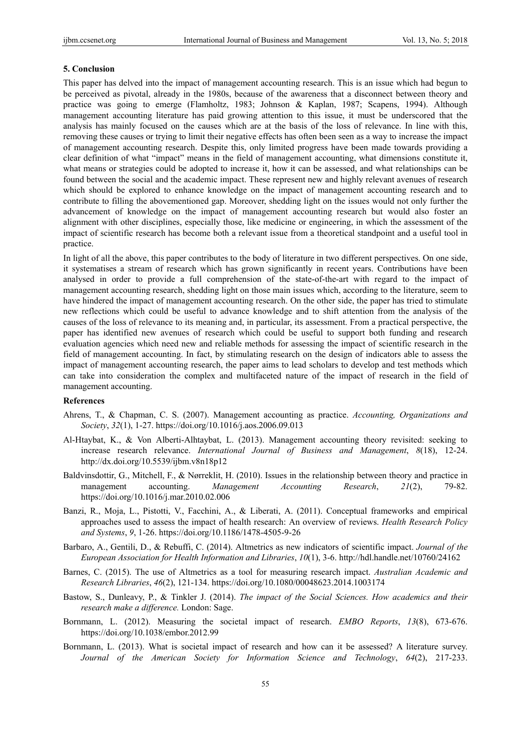## 5. Conclusion

This paper has delved into the impact of management accounting research. This is an issue which had begun to be perceived as pivotal, already in the 1980s, because of the awareness that a disconnect between theory and practice was going to emerge (Flamholtz, 1983; Johnson & Kaplan, 1987; Scapens, 1994). Although management accounting literature has paid growing attention to this issue, it must be underscored that the analysis has mainly focused on the causes which are at the basis of the loss of relevance. In line with this, removing these causes or trying to limit their negative effects has often been seen as a way to increase the impact of management accounting research. Despite this, only limited progress have been made towards providing a clear definition of what "impact" means in the field of management accounting, what dimensions constitute it, what means or strategies could be adopted to increase it, how it can be assessed, and what relationships can be found between the social and the academic impact. These represent new and highly relevant avenues of research which should be explored to enhance knowledge on the impact of management accounting research and to contribute to filling the abovementioned gap. Moreover, shedding light on the issues would not only further the advancement of knowledge on the impact of management accounting research but would also foster an alignment with other disciplines, especially those, like medicine or engineering, in which the assessment of the impact of scientific research has become both a relevant issue from a theoretical standpoint and a useful tool in practice.

In light of all the above, this paper contributes to the body of literature in two different perspectives. On one side, it systematises a stream of research which has grown significantly in recent years. Contributions have been analysed in order to provide a full comprehension of the state-of-the-art with regard to the impact of management accounting research, shedding light on those main issues which, according to the literature, seem to have hindered the impact of management accounting research. On the other side, the paper has tried to stimulate new reflections which could be useful to advance knowledge and to shift attention from the analysis of the causes of the loss of relevance to its meaning and, in particular, its assessment. From a practical perspective, the paper has identified new avenues of research which could be useful to support both funding and research evaluation agencies which need new and reliable methods for assessing the impact of scientific research in the field of management accounting. In fact, by stimulating research on the design of indicators able to assess the impact of management accounting research, the paper aims to lead scholars to develop and test methods which can take into consideration the complex and multifaceted nature of the impact of research in the field of management accounting.

## References

Ahrens, T., & Chapman, C. S. (2007). Management accounting as practice. *Accounting, Organizations and Society*, *32*(1), 1-27. https://doi.org/10.1016/j.aos.2006.09.013

Al-Htaybat, K., & Von Alberti-Alhtaybat, L. (2013). Management accounting theory revisited: seeking to increase research relevance. *International Journal of Business and Management*, *8*(18), 12-24. http://dx.doi.org/10.5539/ijbm.v8n18p12

Baldvinsdottir, G., Mitchell, F., & Nørreklit, H. (2010). Issues in the relationship between theory and practice in management accounting. *Management Accounting Research*, *21*(2), 79-82. https://doi.org/10.1016/j.mar.2010.02.006

Banzi, R., Moja, L., Pistotti, V., Facchini, A., & Liberati, A. (2011). Conceptual frameworks and empirical approaches used to assess the impact of health research: An overview of reviews. *Health Research Policy and Systems*, *9*, 1-26. https://doi.org/10.1186/1478-4505-9-26

Barbaro, A., Gentili, D., & Rebuffi, C. (2014). Altmetrics as new indicators of scientific impact. *Journal of the European Association for Health Information and Libraries*, *10*(1), 3-6. http://hdl.handle.net/10760/24162

Barnes, C. (2015). The use of Altmetrics as a tool for measuring research impact. *Australian Academic and Research Libraries*, *46*(2), 121-134. https://doi.org/10.1080/00048623.2014.1003174

Bastow, S., Dunleavy, P., & Tinkler J. (2014). *The impact of the Social Sciences. How academics and their research make a difference.* London: Sage.

Bornmann, L. (2012). Measuring the societal impact of research. *EMBO Reports*, *13*(8), 673-676. https://doi.org/10.1038/embor.2012.99

Bornmann, L. (2013). What is societal impact of research and how can it be assessed? A literature survey. *Journal of the American Society for Information Science and Technology*, *64*(2), 217-233.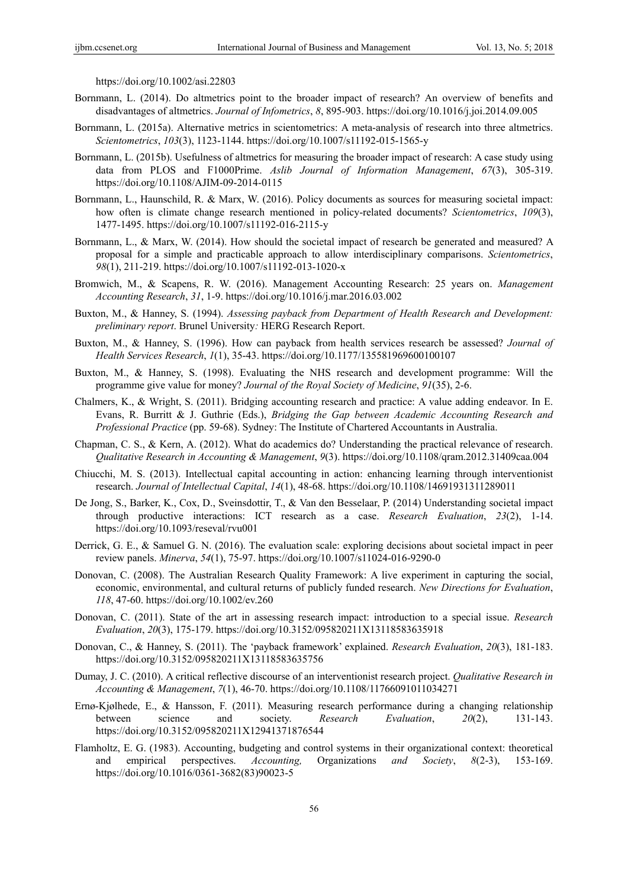https://doi.org/10.1002/asi.22803

Bornmann, L. (2014). Do altmetrics point to the broader impact of research? An overview of benefits and disadvantages of altmetrics. *Journal of Infometrics*, *8*, 895-903. https://doi.org/10.1016/j.joi.2014.09.005

Bornmann, L. (2015a). Alternative metrics in scientometrics: A meta-analysis of research into three altmetrics. *Scientometrics*, *103*(3), 1123-1144. https://doi.org/10.1007/s11192-015-1565-y

Bornmann, L. (2015b). Usefulness of altmetrics for measuring the broader impact of research: A case study using data from PLOS and F1000Prime. *Aslib Journal of Information Management*, *67*(3), 305-319. https://doi.org/10.1108/AJIM-09-2014-0115

Bornmann, L., Haunschild, R. & Marx, W. (2016). Policy documents as sources for measuring societal impact: how often is climate change research mentioned in policy-related documents? *Scientometrics*, *109*(3), 1477-1495. https://doi.org/10.1007/s11192-016-2115-y

Bornmann, L., & Marx, W. (2014). How should the societal impact of research be generated and measured? A proposal for a simple and practicable approach to allow interdisciplinary comparisons. *Scientometrics*, *98*(1), 211-219. https://doi.org/10.1007/s11192-013-1020-x

Bromwich, M., & Scapens, R. W. (2016). Management Accounting Research: 25 years on. *Management Accounting Research*, *31*, 1-9. https://doi.org/10.1016/j.mar.2016.03.002

Buxton, M., & Hanney, S. (1994). *Assessing payback from Department of Health Research and Development: preliminary report*. Brunel University*:* HERG Research Report.

Buxton, M., & Hanney, S. (1996). How can payback from health services research be assessed? *Journal of Health Services Research*, *1*(1), 35-43. https://doi.org/10.1177/135581969600100107

Buxton, M., & Hanney, S. (1998). Evaluating the NHS research and development programme: Will the programme give value for money? *Journal of the Royal Society of Medicine*, *91*(35), 2-6.

Chalmers, K., & Wright, S. (2011). Bridging accounting research and practice: A value adding endeavor. In E. Evans, R. Burritt & J. Guthrie (Eds.), *Bridging the Gap between Academic Accounting Research and Professional Practice* (pp. 59-68). Sydney: The Institute of Chartered Accountants in Australia.

Chapman, C. S., & Kern, A. (2012). What do academics do? Understanding the practical relevance of research. *Qualitative Research in Accounting & Management*, *9*(3). https://doi.org/10.1108/qram.2012.31409caa.004

Chiucchi, M. S. (2013). Intellectual capital accounting in action: enhancing learning through interventionist research. *Journal of Intellectual Capital*, *14*(1), 48-68. https://doi.org/10.1108/14691931311289011

De Jong, S., Barker, K., Cox, D., Sveinsdottir, T., & Van den Besselaar, P. (2014) Understanding societal impact through productive interactions: ICT research as a case. *Research Evaluation*, *23*(2), 1-14. https://doi.org/10.1093/reseval/rvu001

Derrick, G. E., & Samuel G. N. (2016). The evaluation scale: exploring decisions about societal impact in peer review panels. *Minerva*, *54*(1), 75-97. https://doi.org/10.1007/s11024-016-9290-0

Donovan, C. (2008). The Australian Research Quality Framework: A live experiment in capturing the social, economic, environmental, and cultural returns of publicly funded research. *New Directions for Evaluation*, *118*, 47-60. https://doi.org/10.1002/ev.260

Donovan, C. (2011). State of the art in assessing research impact: introduction to a special issue. *Research Evaluation*, *20*(3), 175-179. https://doi.org/10.3152/095820211X13118583635918

Donovan, C., & Hanney, S. (2011). The 'payback framework' explained. *Research Evaluation*, *20*(3), 181-183. https://doi.org/10.3152/095820211X13118583635756

Dumay, J. C. (2010). A critical reflective discourse of an interventionist research project. *Qualitative Research in Accounting & Management*, *7*(1), 46-70. https://doi.org/10.1108/11766091011034271

Ernø-Kjølhede, E., & Hansson, F. (2011). Measuring research performance during a changing relationship between science and society. *Research Evaluation*, *20*(2), 131-143. https://doi.org/10.3152/095820211X12941371876544

Flamholtz, E. G. (1983). Accounting, budgeting and control systems in their organizational context: theoretical and empirical perspectives. *Accounting,* Organizations *and Society*, *8*(2-3), 153-169. https://doi.org/10.1016/0361-3682(83)90023-5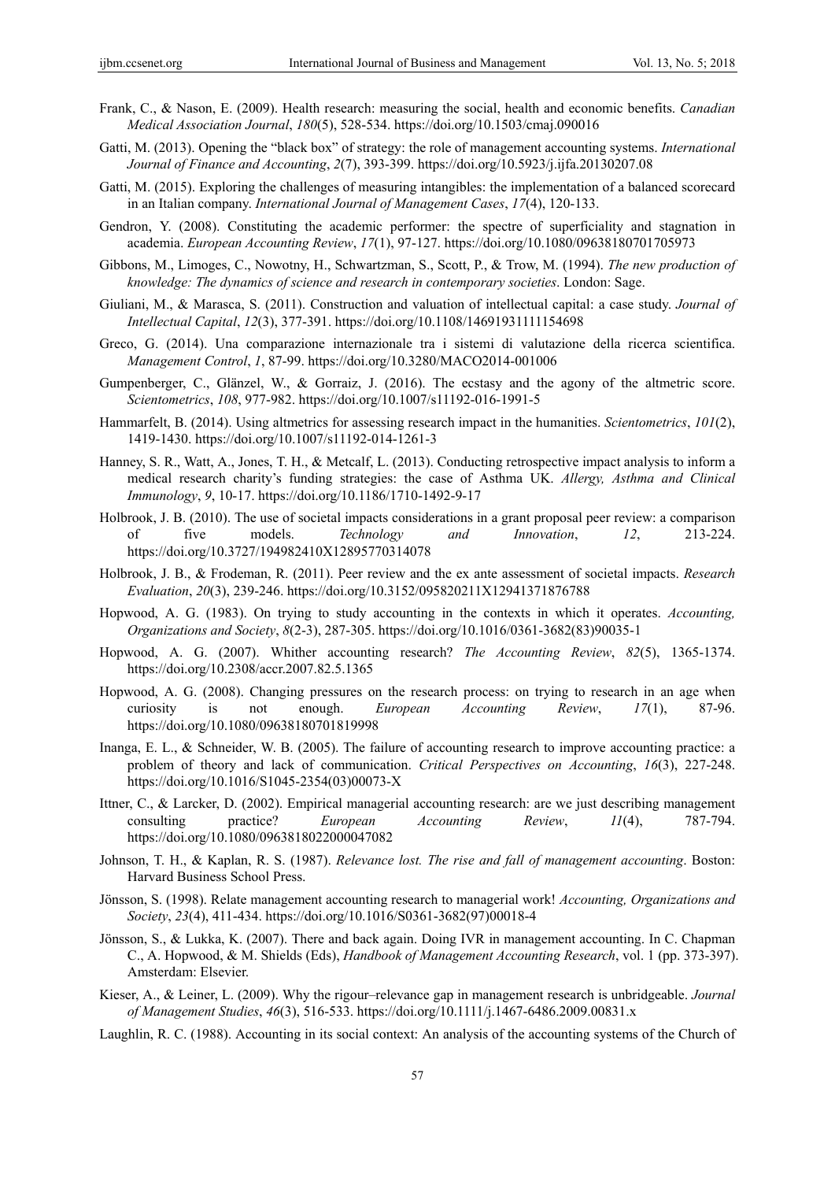Frank, C., & Nason, E. (2009). Health research: measuring the social, health and economic benefits. *Canadian Medical Association Journal*, *180*(5), 528-534. https://doi.org/10.1503/cmaj.090016

Gatti, M. (2013). Opening the "black box" of strategy: the role of management accounting systems. *International Journal of Finance and Accounting*, *2*(7), 393-399. https://doi.org/10.5923/j.ijfa.20130207.08

Gatti, M. (2015). Exploring the challenges of measuring intangibles: the implementation of a balanced scorecard in an Italian company. *International Journal of Management Cases*, *17*(4), 120-133.

Gendron, Y. (2008). Constituting the academic performer: the spectre of superficiality and stagnation in academia. *European Accounting Review*, *17*(1), 97-127. https://doi.org/10.1080/09638180701705973

Gibbons, M., Limoges, C., Nowotny, H., Schwartzman, S., Scott, P., & Trow, M. (1994). *The new production of knowledge: The dynamics of science and research in contemporary societies*. London: Sage.

Giuliani, M., & Marasca, S. (2011). Construction and valuation of intellectual capital: a case study. *Journal of Intellectual Capital*, *12*(3), 377-391. https://doi.org/10.1108/14691931111154698

Greco, G. (2014). Una comparazione internazionale tra i sistemi di valutazione della ricerca scientifica. *Management Control*, *1*, 87-99. https://doi.org/10.3280/MACO2014-001006

Gumpenberger, C., Glänzel, W., & Gorraiz, J. (2016). The ecstasy and the agony of the altmetric score. *Scientometrics*, *108*, 977-982. https://doi.org/10.1007/s11192-016-1991-5

Hammarfelt, B. (2014). Using altmetrics for assessing research impact in the humanities. *Scientometrics*, *101*(2), 1419-1430. https://doi.org/10.1007/s11192-014-1261-3

Hanney, S. R., Watt, A., Jones, T. H., & Metcalf, L. (2013). Conducting retrospective impact analysis to inform a medical research charity's funding strategies: the case of Asthma UK. *Allergy, Asthma and Clinical Immunology*, *9*, 10-17. https://doi.org/10.1186/1710-1492-9-17

Holbrook, J. B. (2010). The use of societal impacts considerations in a grant proposal peer review: a comparison of five models. *Technology and Innovation*, *12*, 213-224. https://doi.org/10.3727/194982410X12895770314078

Holbrook, J. B., & Frodeman, R. (2011). Peer review and the ex ante assessment of societal impacts. *Research Evaluation*, *20*(3), 239-246. https://doi.org/10.3152/095820211X12941371876788

Hopwood, A. G. (1983). On trying to study accounting in the contexts in which it operates. *Accounting, Organizations and Society*, *8*(2-3), 287-305. https://doi.org/10.1016/0361-3682(83)90035-1

Hopwood, A. G. (2007). Whither accounting research? *The Accounting Review*, *82*(5), 1365-1374. https://doi.org/10.2308/accr.2007.82.5.1365

Hopwood, A. G. (2008). Changing pressures on the research process: on trying to research in an age when curiosity is not enough. *European Accounting Review*, *17*(1), 87-96. https://doi.org/10.1080/09638180701819998

Inanga, E. L., & Schneider, W. B. (2005). The failure of accounting research to improve accounting practice: a problem of theory and lack of communication. *Critical Perspectives on Accounting*, *16*(3), 227-248. https://doi.org/10.1016/S1045-2354(03)00073-X

Ittner, C., & Larcker, D. (2002). Empirical managerial accounting research: are we just describing management consulting practice? *European Accounting Review*, *11*(4), 787-794. https://doi.org/10.1080/0963818022000047082

Johnson, T. H., & Kaplan, R. S. (1987). *Relevance lost. The rise and fall of management accounting*. Boston: Harvard Business School Press.

Jönsson, S. (1998). Relate management accounting research to managerial work! *Accounting, Organizations and Society*, *23*(4), 411-434. https://doi.org/10.1016/S0361-3682(97)00018-4

Jönsson, S., & Lukka, K. (2007). There and back again. Doing IVR in management accounting. In C. Chapman C., A. Hopwood, & M. Shields (Eds), *Handbook of Management Accounting Research*, vol. 1 (pp. 373-397). Amsterdam: Elsevier.

Kieser, A., & Leiner, L. (2009). Why the rigour–relevance gap in management research is unbridgeable. *Journal of Management Studies*, *46*(3), 516-533. https://doi.org/10.1111/j.1467-6486.2009.00831.x

Laughlin, R. C. (1988). Accounting in its social context: An analysis of the accounting systems of the Church of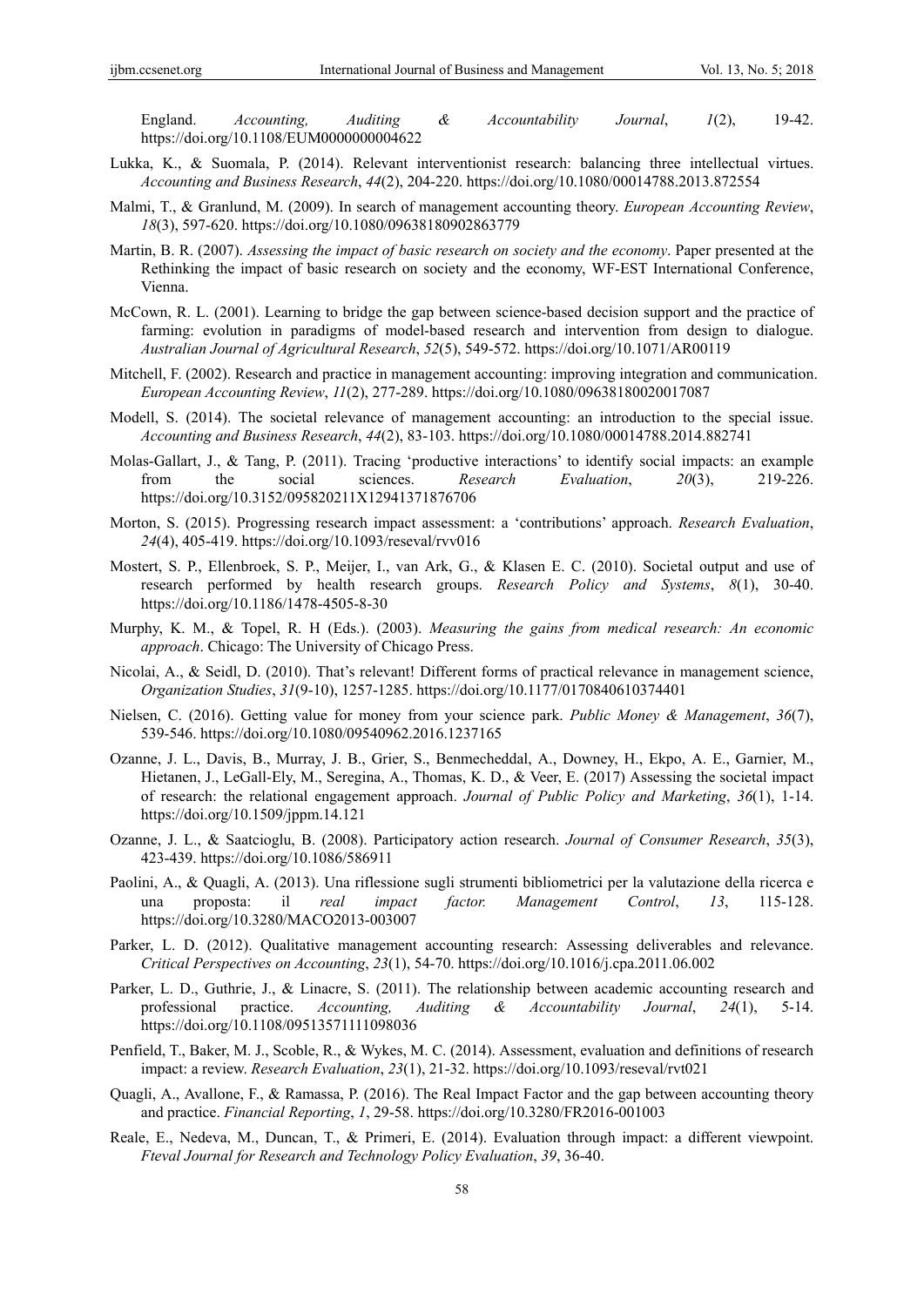England. *Accounting, Auditing & Accountability Journal*, *1*(2), 19-42. https://doi.org/10.1108/EUM0000000004622

Lukka, K., & Suomala, P. (2014). Relevant interventionist research: balancing three intellectual virtues. *Accounting and Business Research*, *44*(2), 204-220. https://doi.org/10.1080/00014788.2013.872554

Malmi, T., & Granlund, M. (2009). In search of management accounting theory. *European Accounting Review*, *18*(3), 597-620. https://doi.org/10.1080/09638180902863779

Martin, B. R. (2007). *Assessing the impact of basic research on society and the economy*. Paper presented at the Rethinking the impact of basic research on society and the economy, WF-EST International Conference, Vienna.

McCown, R. L. (2001). Learning to bridge the gap between science-based decision support and the practice of farming: evolution in paradigms of model-based research and intervention from design to dialogue. *Australian Journal of Agricultural Research*, *52*(5), 549-572. https://doi.org/10.1071/AR00119

Mitchell, F. (2002). Research and practice in management accounting: improving integration and communication. *European Accounting Review*, *11*(2), 277-289. https://doi.org/10.1080/09638180020017087

Modell, S. (2014). The societal relevance of management accounting: an introduction to the special issue. *Accounting and Business Research*, *44*(2), 83-103. https://doi.org/10.1080/00014788.2014.882741

Molas-Gallart, J., & Tang, P. (2011). Tracing 'productive interactions' to identify social impacts: an example from the social sciences. *Research Evaluation*, *20*(3), 219-226. https://doi.org/10.3152/095820211X12941371876706

Morton, S. (2015). Progressing research impact assessment: a 'contributions' approach. *Research Evaluation*, *24*(4), 405-419. https://doi.org/10.1093/reseval/rvv016

Mostert, S. P., Ellenbroek, S. P., Meijer, I., van Ark, G., & Klasen E. C. (2010). Societal output and use of research performed by health research groups. *Research Policy and Systems*, *8*(1), 30-40. https://doi.org/10.1186/1478-4505-8-30

Murphy, K. M., & Topel, R. H (Eds.). (2003). *Measuring the gains from medical research: An economic approach*. Chicago: The University of Chicago Press.

Nicolai, A., & Seidl, D. (2010). That's relevant! Different forms of practical relevance in management science, *Organization Studies*, *31*(9-10), 1257-1285. https://doi.org/10.1177/0170840610374401

Nielsen, C. (2016). Getting value for money from your science park. *Public Money & Management*, *36*(7), 539-546. https://doi.org/10.1080/09540962.2016.1237165

Ozanne, J. L., Davis, B., Murray, J. B., Grier, S., Benmecheddal, A., Downey, H., Ekpo, A. E., Garnier, M., Hietanen, J., LeGall-Ely, M., Seregina, A., Thomas, K. D., & Veer, E. (2017) Assessing the societal impact of research: the relational engagement approach. *Journal of Public Policy and Marketing*, *36*(1), 1-14. https://doi.org/10.1509/jppm.14.121

Ozanne, J. L., & Saatcioglu, B. (2008). Participatory action research. *Journal of Consumer Research*, *35*(3), 423-439. https://doi.org/10.1086/586911

Paolini, A., & Quagli, A. (2013). Una riflessione sugli strumenti bibliometrici per la valutazione della ricerca e una proposta: il *real impact factor. Management Control*, *13*, 115-128. https://doi.org/10.3280/MACO2013-003007

Parker, L. D. (2012). Qualitative management accounting research: Assessing deliverables and relevance. *Critical Perspectives on Accounting*, *23*(1), 54-70. https://doi.org/10.1016/j.cpa.2011.06.002

Parker, L. D., Guthrie, J., & Linacre, S. (2011). The relationship between academic accounting research and professional practice. *Accounting, Auditing & Accountability Journal*, *24*(1), 5-14. https://doi.org/10.1108/09513571111098036

Penfield, T., Baker, M. J., Scoble, R., & Wykes, M. C. (2014). Assessment, evaluation and definitions of research impact: a review. *Research Evaluation*, *23*(1), 21-32. https://doi.org/10.1093/reseval/rvt021

Quagli, A., Avallone, F., & Ramassa, P. (2016). The Real Impact Factor and the gap between accounting theory and practice. *Financial Reporting*, *1*, 29-58. https://doi.org/10.3280/FR2016-001003

Reale, E., Nedeva, M., Duncan, T., & Primeri, E. (2014). Evaluation through impact: a different viewpoint. *Fteval Journal for Research and Technology Policy Evaluation*, *39*, 36-40.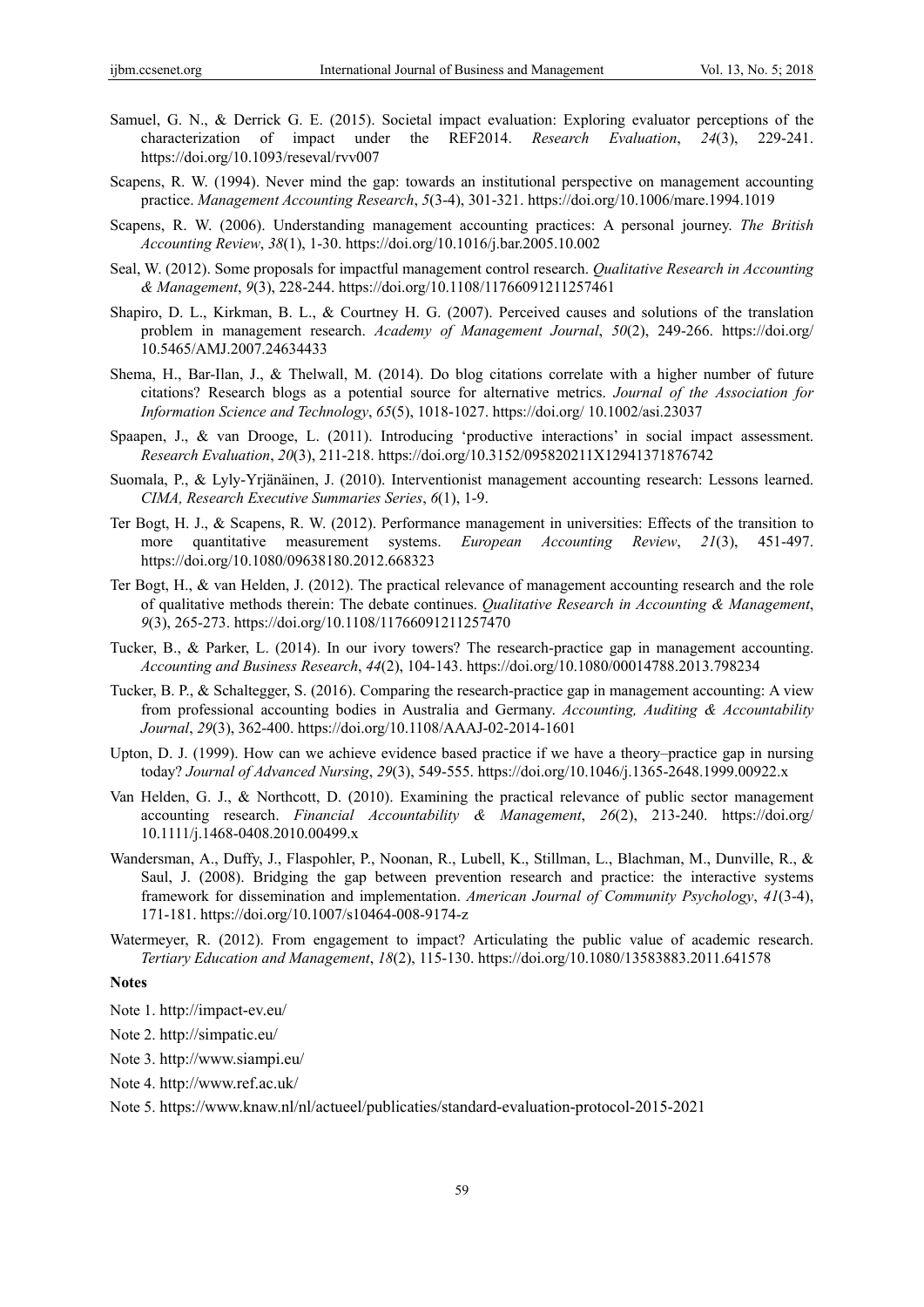Samuel, G. N., & Derrick G. E. (2015). Societal impact evaluation: Exploring evaluator perceptions of the characterization of impact under the REF2014. *Research Evaluation*, *24*(3), 229-241. https://doi.org/10.1093/reseval/rvv007

Scapens, R. W. (1994). Never mind the gap: towards an institutional perspective on management accounting practice. *Management Accounting Research*, *5*(3-4), 301-321. https://doi.org/10.1006/mare.1994.1019

Scapens, R. W. (2006). Understanding management accounting practices: A personal journey. *The British Accounting Review*, *38*(1), 1-30. https://doi.org/10.1016/j.bar.2005.10.002

Seal, W. (2012). Some proposals for impactful management control research. *Qualitative Research in Accounting & Management*, *9*(3), 228-244. https://doi.org/10.1108/11766091211257461

Shapiro, D. L., Kirkman, B. L., & Courtney H. G. (2007). Perceived causes and solutions of the translation problem in management research. *Academy of Management Journal*, *50*(2), 249-266. https://doi.org/ 10.5465/AMJ.2007.24634433

Shema, H., Bar-Ilan, J., & Thelwall, M. (2014). Do blog citations correlate with a higher number of future citations? Research blogs as a potential source for alternative metrics. *Journal of the Association for Information Science and Technology*, *65*(5), 1018-1027. https://doi.org/ 10.1002/asi.23037

Spaapen, J., & van Drooge, L. (2011). Introducing 'productive interactions' in social impact assessment. *Research Evaluation*, *20*(3), 211-218. https://doi.org/10.3152/095820211X12941371876742

Suomala, P., & Lyly-Yrjänäinen, J. (2010). Interventionist management accounting research: Lessons learned. *CIMA, Research Executive Summaries Series*, *6*(1), 1-9.

Ter Bogt, H. J., & Scapens, R. W. (2012). Performance management in universities: Effects of the transition to more quantitative measurement systems. *European Accounting Review*, *21*(3), 451-497. https://doi.org/10.1080/09638180.2012.668323

Ter Bogt, H., & van Helden, J. (2012). The practical relevance of management accounting research and the role of qualitative methods therein: The debate continues. *Qualitative Research in Accounting & Management*, *9*(3), 265-273. https://doi.org/10.1108/11766091211257470

Tucker, B., & Parker, L. (2014). In our ivory towers? The research-practice gap in management accounting. *Accounting and Business Research*, *44*(2), 104-143. https://doi.org/10.1080/00014788.2013.798234

Tucker, B. P., & Schaltegger, S. (2016). Comparing the research-practice gap in management accounting: A view from professional accounting bodies in Australia and Germany. *Accounting, Auditing & Accountability Journal*, *29*(3), 362-400. https://doi.org/10.1108/AAAJ-02-2014-1601

Upton, D. J. (1999). How can we achieve evidence based practice if we have a theory–practice gap in nursing today? *Journal of Advanced Nursing*, *29*(3), 549-555. https://doi.org/10.1046/j.1365-2648.1999.00922.x

Van Helden, G. J., & Northcott, D. (2010). Examining the practical relevance of public sector management accounting research. *Financial Accountability & Management*, *26*(2), 213-240. https://doi.org/ 10.1111/j.1468-0408.2010.00499.x

Wandersman, A., Duffy, J., Flaspohler, P., Noonan, R., Lubell, K., Stillman, L., Blachman, M., Dunville, R., & Saul, J. (2008). Bridging the gap between prevention research and practice: the interactive systems framework for dissemination and implementation. *American Journal of Community Psychology*, *41*(3-4), 171-181. https://doi.org/10.1007/s10464-008-9174-z

Watermeyer, R. (2012). From engagement to impact? Articulating the public value of academic research. *Tertiary Education and Management*, *18*(2), 115-130. https://doi.org/10.1080/13583883.2011.641578

**Notes**

Note 1. http://impact-ev.eu/

Note 2. http://simpatic.eu/

Note 3. http://www.siampi.eu/

Note 4. http://www.ref.ac.uk/

Note 5. https://www.knaw.nl/nl/actueel/publicaties/standard-evaluation-protocol-2015-2021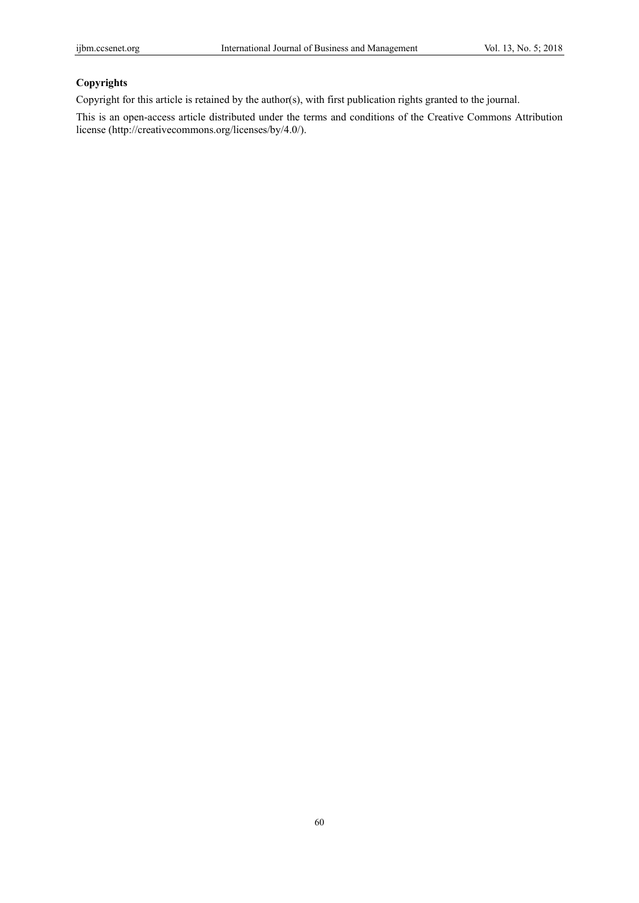## Copyrights

Copyright for this article is retained by the author(s), with first publication rights granted to the journal.

This is an open-access article distributed under the terms and conditions of the Creative Commons Attribution license (http://creativecommons.org/licenses/by/4.0/).